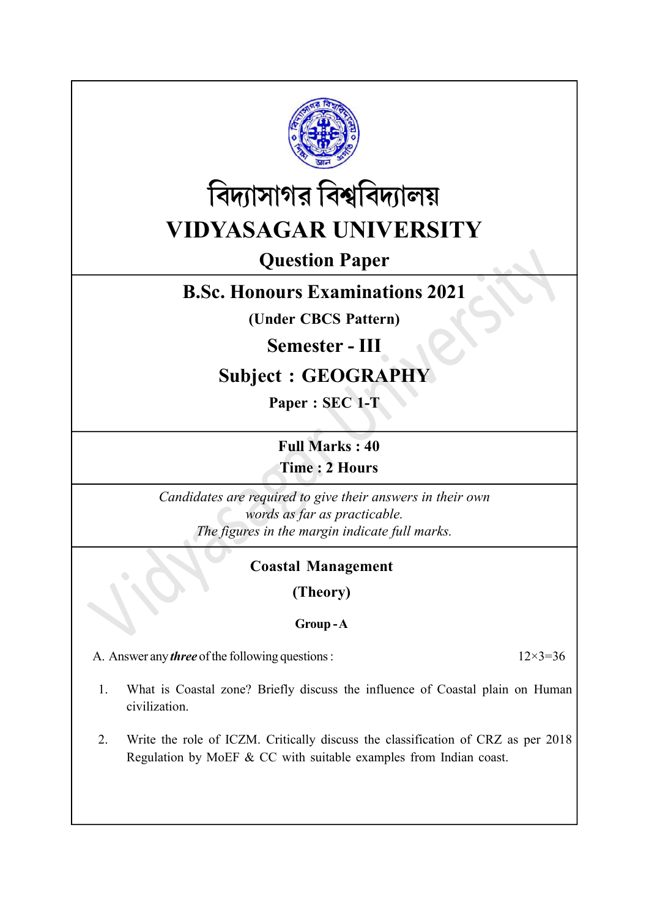# বিদ্যাসাগর বিশ্ববিদ্যালয়

# VIDYASAGAR UNIVERSITY

## Question Paper

## B.Sc. Honours Examinations 2021

**(Under CBCS Pattern)**

## Semester - III

## Subject : GEOGRAPHY

**Paper : SEC 1-T**

**Full Marks : 40**

**Time : 2 Hours**

*Candidates are required to give their answers in their own words as far as practicable.*

*The figures in the margin indicate full marks.*

### Coastal Management

### (Theory)

**Group - A**

A. Answer any ***three*** of the following questions : $12 \times 3 = 36$

1. What is Coastal zone? Briefly discuss the influence of Coastal plain on Human civilization.

2. Write the role of ICZM. Critically discuss the classification of CRZ as per 2018 Regulation by MoEF & CC with suitable examples from Indian coast.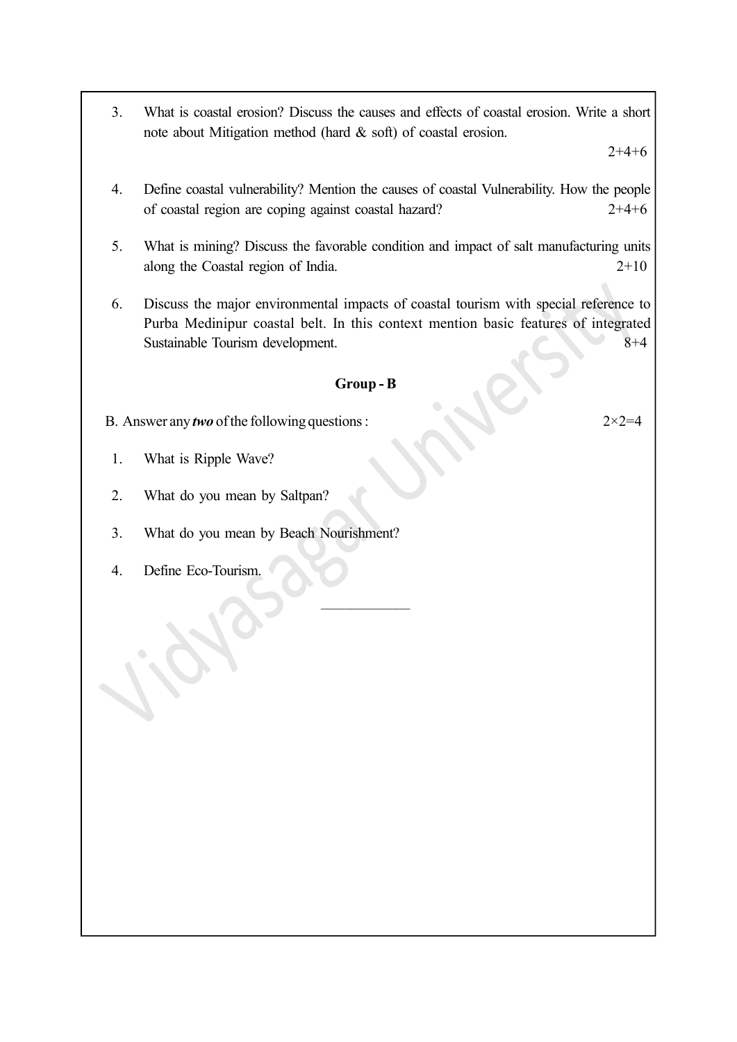3. What is coastal erosion? Discuss the causes and effects of coastal erosion. Write a short note about Mitigation method (hard & soft) of coastal erosion. 2+4+6

4. Define coastal vulnerability? Mention the causes of coastal Vulnerability. How the people of coastal region are coping against coastal hazard? 2+4+6

5. What is mining? Discuss the favorable condition and impact of salt manufacturing units along the Coastal region of India. 2+10

6. Discuss the major environmental impacts of coastal tourism with special reference to Purba Medinipur coastal belt. In this context mention basic features of integrated Sustainable Tourism development. 8+4

**Group - B**

B. Answer any ***two*** of the following questions : 2×2=4

1. What is Ripple Wave?

2. What do you mean by Saltpan?

3. What do you mean by Beach Nourishment?

4. Define Eco-Tourism.

————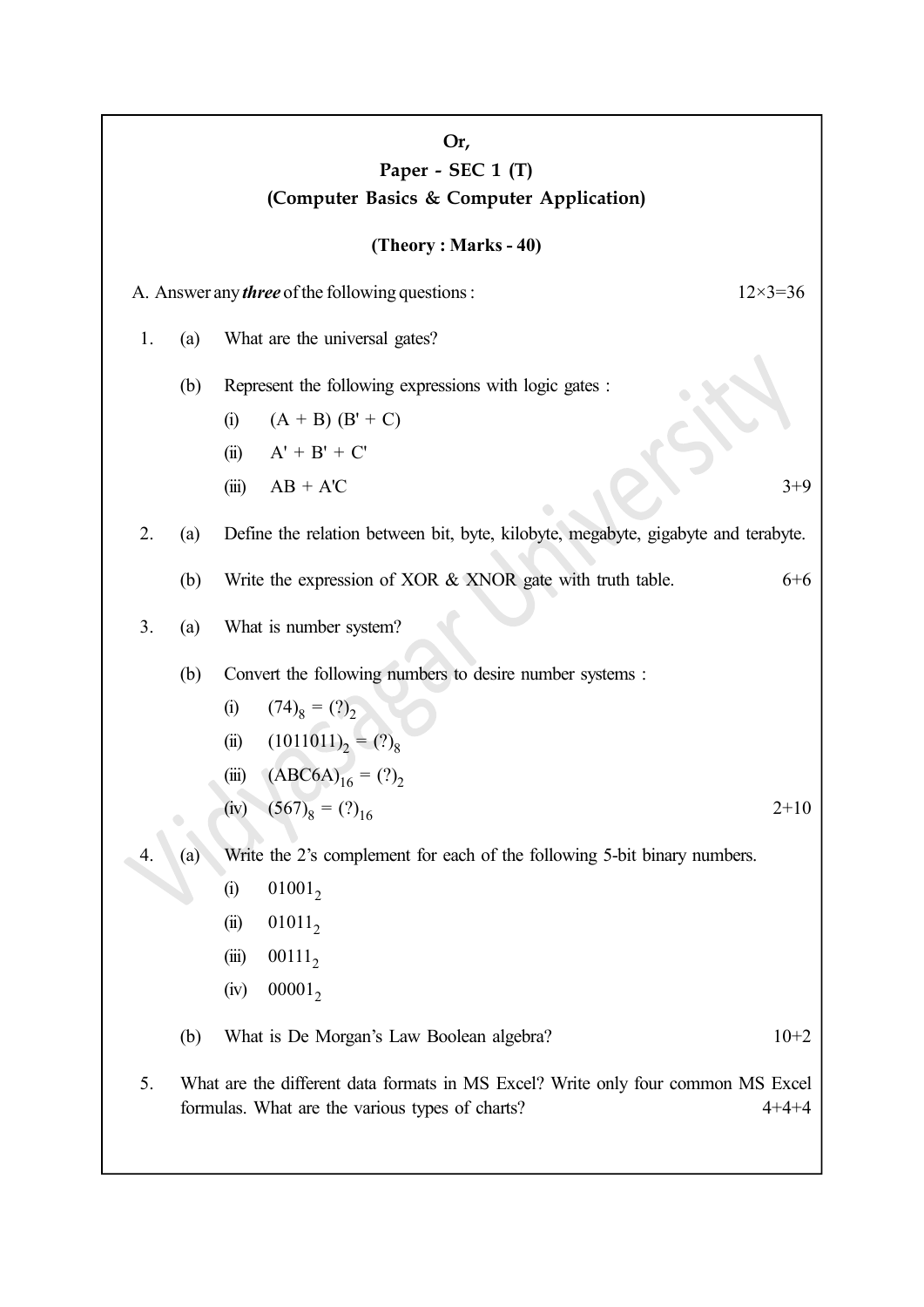**Or,**

**Paper - SEC 1 (T)**

**(Computer Basics & Computer Application)**

**(Theory : Marks - 40)**

A. Answer any ***three*** of the following questions : 12×3=36

1. (a) What are the universal gates?

   (b) Represent the following expressions with logic gates :

   (i) (A + B) (B' + C)

   (ii) A' + B' + C'

   (iii) AB + A'C 3+9

2. (a) Define the relation between bit, byte, kilobyte, megabyte, gigabyte and terabyte.

   (b) Write the expression of XOR & XNOR gate with truth table. 6+6

3. (a) What is number system?

   (b) Convert the following numbers to desire number systems :

   (i) $(74)_8 = (?)_2$

   (ii) $(1011011)_2 = (?)_8$

   (iii) $(ABC6A)_{16} = (?)_2$

   (iv) $(567)_8 = (?)_{16}$ 2+10

4. (a) Write the 2's complement for each of the following 5-bit binary numbers.

   (i) $01001_2$

   (ii) $01011_2$

   (iii) $00111_2$

   (iv) $00001_2$

   (b) What is De Morgan's Law Boolean algebra? 10+2

5. What are the different data formats in MS Excel? Write only four common MS Excel formulas. What are the various types of charts? 4+4+4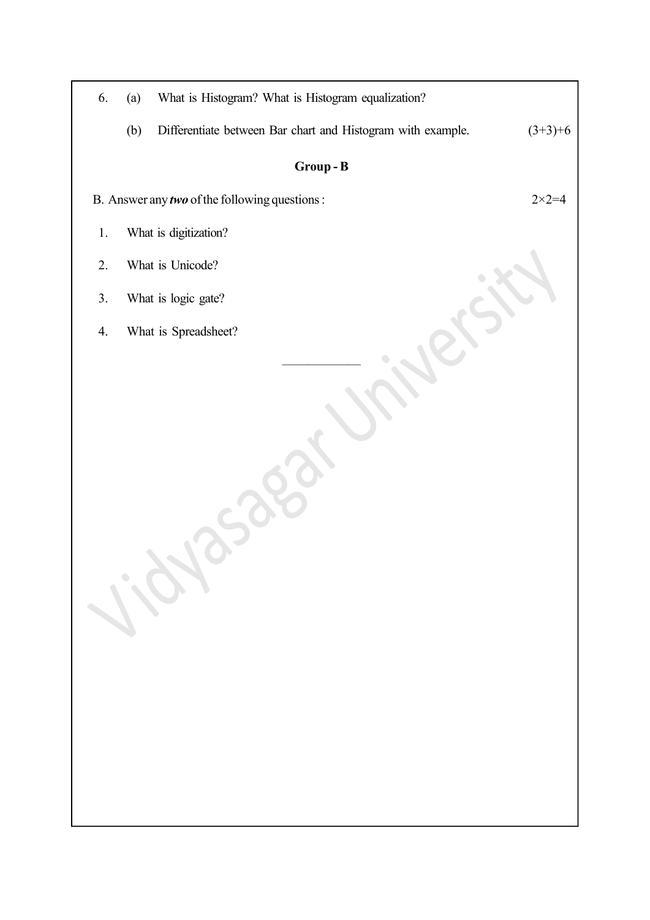6. (a) What is Histogram? What is Histogram equalization?

   (b) Differentiate between Bar chart and Histogram with example. (3+3)+6

## Group - B

B. Answer any ***two*** of the following questions : $2 \times 2 = 4$

1. What is digitization?
2. What is Unicode?
3. What is logic gate?
4. What is Spreadsheet?

———————